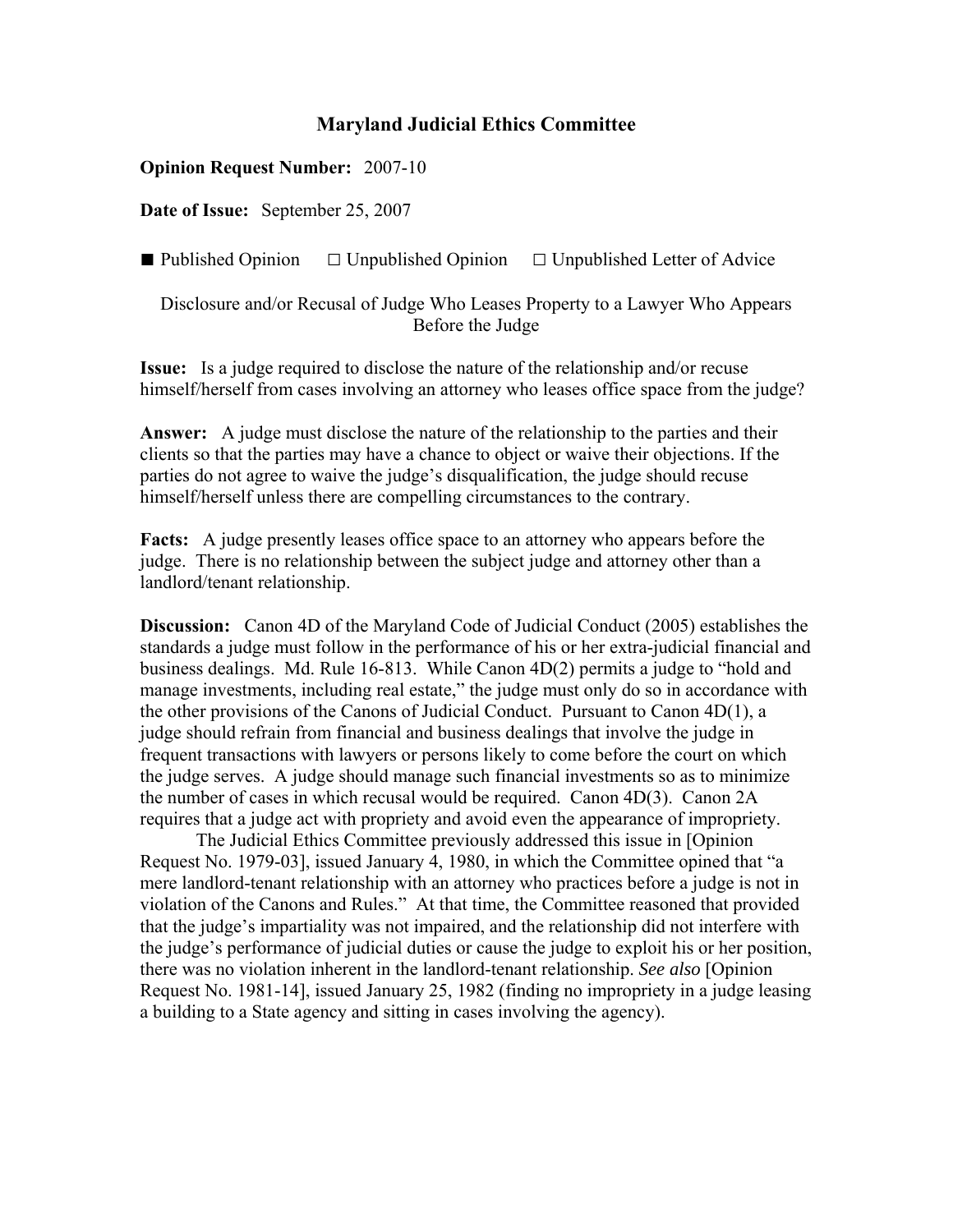# Maryland Judicial Ethics Committee

**Opinion Request Number:** 2007-10

**Date of Issue:** September 25, 2007

■ Published Opinion ☐ Unpublished Opinion ☐ Unpublished Letter of Advice

Disclosure and/or Recusal of Judge Who Leases Property to a Lawyer Who Appears Before the Judge

**Issue:** Is a judge required to disclose the nature of the relationship and/or recuse himself/herself from cases involving an attorney who leases office space from the judge?

**Answer:** A judge must disclose the nature of the relationship to the parties and their clients so that the parties may have a chance to object or waive their objections. If the parties do not agree to waive the judge's disqualification, the judge should recuse himself/herself unless there are compelling circumstances to the contrary.

**Facts:** A judge presently leases office space to an attorney who appears before the judge. There is no relationship between the subject judge and attorney other than a landlord/tenant relationship.

**Discussion:** Canon 4D of the Maryland Code of Judicial Conduct (2005) establishes the standards a judge must follow in the performance of his or her extra-judicial financial and business dealings. Md. Rule 16-813. While Canon 4D(2) permits a judge to "hold and manage investments, including real estate," the judge must only do so in accordance with the other provisions of the Canons of Judicial Conduct. Pursuant to Canon 4D(1), a judge should refrain from financial and business dealings that involve the judge in frequent transactions with lawyers or persons likely to come before the court on which the judge serves. A judge should manage such financial investments so as to minimize the number of cases in which recusal would be required. Canon 4D(3). Canon 2A requires that a judge act with propriety and avoid even the appearance of impropriety.

The Judicial Ethics Committee previously addressed this issue in [Opinion Request No. 1979-03], issued January 4, 1980, in which the Committee opined that "a mere landlord-tenant relationship with an attorney who practices before a judge is not in violation of the Canons and Rules." At that time, the Committee reasoned that provided that the judge's impartiality was not impaired, and the relationship did not interfere with the judge's performance of judicial duties or cause the judge to exploit his or her position, there was no violation inherent in the landlord-tenant relationship. *See also* [Opinion Request No. 1981-14], issued January 25, 1982 (finding no impropriety in a judge leasing a building to a State agency and sitting in cases involving the agency).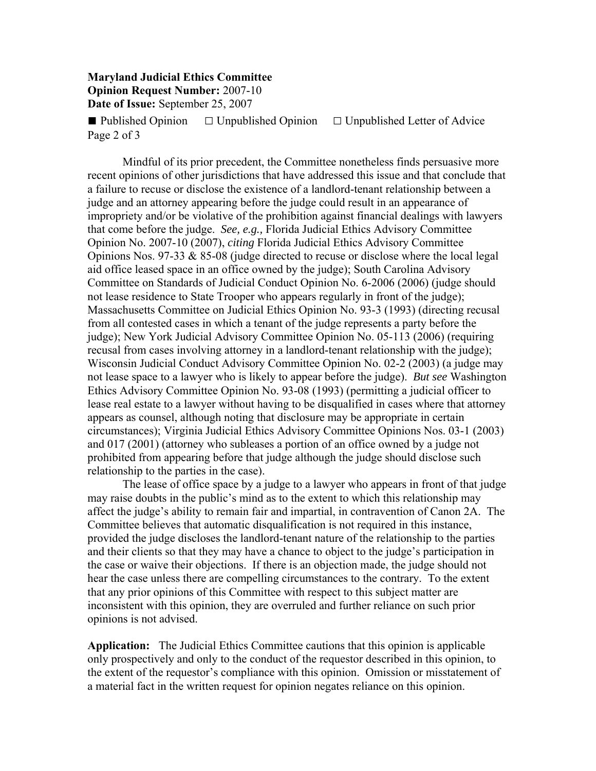Mindful of its prior precedent, the Committee nonetheless finds persuasive more recent opinions of other jurisdictions that have addressed this issue and that conclude that a failure to recuse or disclose the existence of a landlord-tenant relationship between a judge and an attorney appearing before the judge could result in an appearance of impropriety and/or be violative of the prohibition against financial dealings with lawyers that come before the judge. *See, e.g.,* Florida Judicial Ethics Advisory Committee Opinion No. 2007-10 (2007), *citing* Florida Judicial Ethics Advisory Committee Opinions Nos. 97-33 & 85-08 (judge directed to recuse or disclose where the local legal aid office leased space in an office owned by the judge); South Carolina Advisory Committee on Standards of Judicial Conduct Opinion No. 6-2006 (2006) (judge should not lease residence to State Trooper who appears regularly in front of the judge); Massachusetts Committee on Judicial Ethics Opinion No. 93-3 (1993) (directing recusal from all contested cases in which a tenant of the judge represents a party before the judge); New York Judicial Advisory Committee Opinion No. 05-113 (2006) (requiring recusal from cases involving attorney in a landlord-tenant relationship with the judge); Wisconsin Judicial Conduct Advisory Committee Opinion No. 02-2 (2003) (a judge may not lease space to a lawyer who is likely to appear before the judge). *But see* Washington Ethics Advisory Committee Opinion No. 93-08 (1993) (permitting a judicial officer to lease real estate to a lawyer without having to be disqualified in cases where that attorney appears as counsel, although noting that disclosure may be appropriate in certain circumstances); Virginia Judicial Ethics Advisory Committee Opinions Nos. 03-1 (2003) and 017 (2001) (attorney who subleases a portion of an office owned by a judge not prohibited from appearing before that judge although the judge should disclose such relationship to the parties in the case).

The lease of office space by a judge to a lawyer who appears in front of that judge may raise doubts in the public's mind as to the extent to which this relationship may affect the judge's ability to remain fair and impartial, in contravention of Canon 2A. The Committee believes that automatic disqualification is not required in this instance, provided the judge discloses the landlord-tenant nature of the relationship to the parties and their clients so that they may have a chance to object to the judge's participation in the case or waive their objections. If there is an objection made, the judge should not hear the case unless there are compelling circumstances to the contrary. To the extent that any prior opinions of this Committee with respect to this subject matter are inconsistent with this opinion, they are overruled and further reliance on such prior opinions is not advised.

**Application:** The Judicial Ethics Committee cautions that this opinion is applicable only prospectively and only to the conduct of the requestor described in this opinion, to the extent of the requestor's compliance with this opinion. Omission or misstatement of a material fact in the written request for opinion negates reliance on this opinion.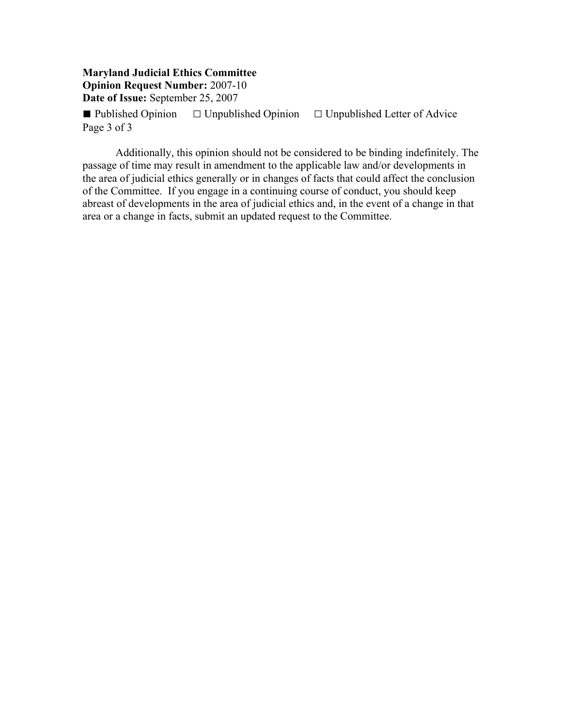Additionally, this opinion should not be considered to be binding indefinitely. The passage of time may result in amendment to the applicable law and/or developments in the area of judicial ethics generally or in changes of facts that could affect the conclusion of the Committee. If you engage in a continuing course of conduct, you should keep abreast of developments in the area of judicial ethics and, in the event of a change in that area or a change in facts, submit an updated request to the Committee.